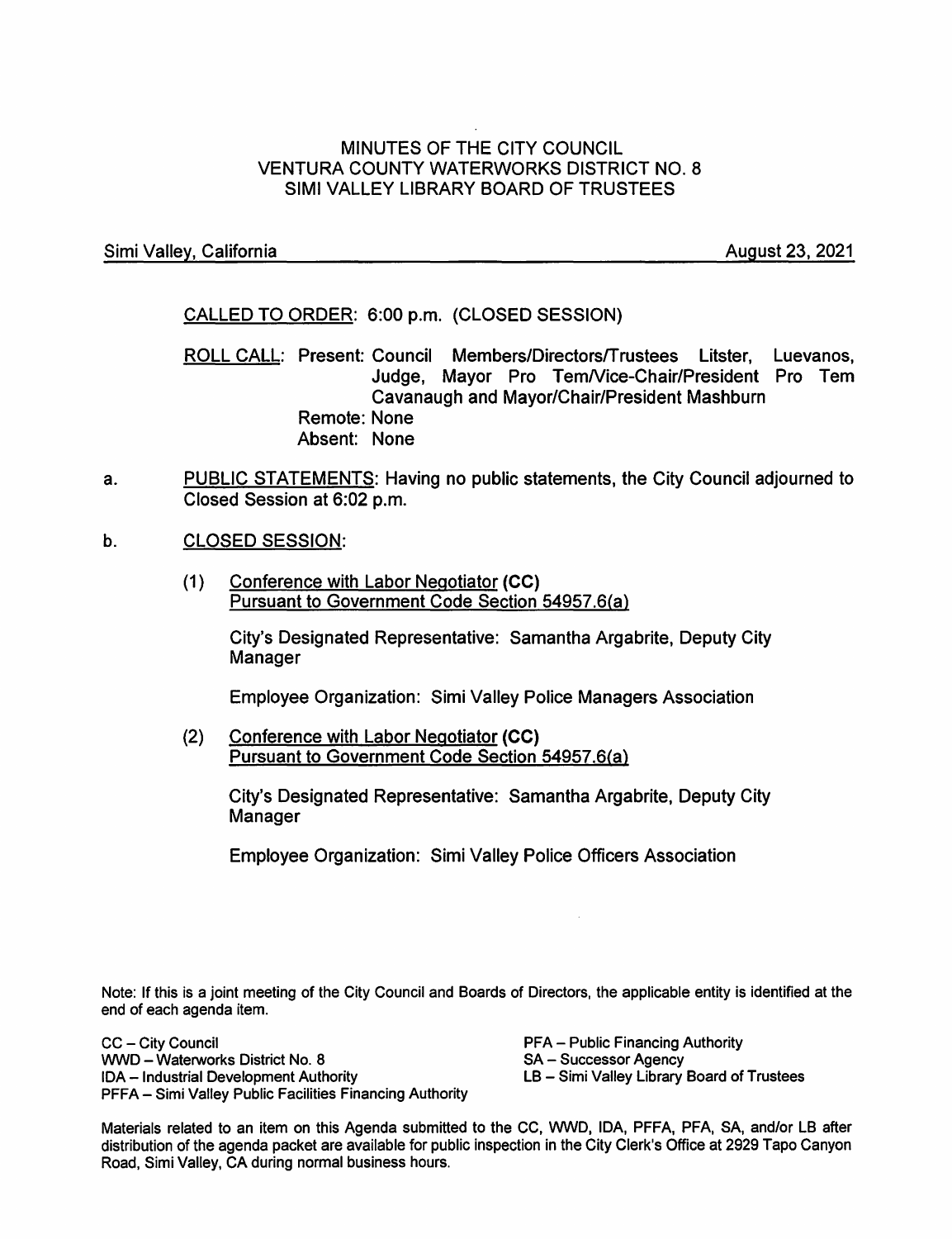# MINUTES OF THE CITY COUNCIL
# VENTURA COUNTY WATERWORKS DISTRICT NO. 8
# SIMI VALLEY LIBRARY BOARD OF TRUSTEES

Simi Valley, California — August 23, 2021

CALLED TO ORDER: 6:00 p.m. (CLOSED SESSION)

ROLL CALL: Present: Council Members/Directors/Trustees Litster, Luevanos, Judge, Mayor Pro Tem/Vice-Chair/President Pro Tem Cavanaugh and Mayor/Chair/President Mashburn
Remote: None
Absent: None

a. PUBLIC STATEMENTS: Having no public statements, the City Council adjourned to Closed Session at 6:02 p.m.

b. CLOSED SESSION:

(1) Conference with Labor Negotiator **(CC)**
Pursuant to Government Code Section 54957.6(a)

City's Designated Representative: Samantha Argabrite, Deputy City Manager

Employee Organization: Simi Valley Police Managers Association

(2) Conference with Labor Negotiator **(CC)**
Pursuant to Government Code Section 54957.6(a)

City's Designated Representative: Samantha Argabrite, Deputy City Manager

Employee Organization: Simi Valley Police Officers Association

Note: If this is a joint meeting of the City Council and Boards of Directors, the applicable entity is identified at the end of each agenda item.

CC – City Council
WWD – Waterworks District No. 8
IDA – Industrial Development Authority
PFFA – Simi Valley Public Facilities Financing Authority
PFA – Public Financing Authority
SA – Successor Agency
LB – Simi Valley Library Board of Trustees

Materials related to an item on this Agenda submitted to the CC, WWD, IDA, PFFA, PFA, SA, and/or LB after distribution of the agenda packet are available for public inspection in the City Clerk's Office at 2929 Tapo Canyon Road, Simi Valley, CA during normal business hours.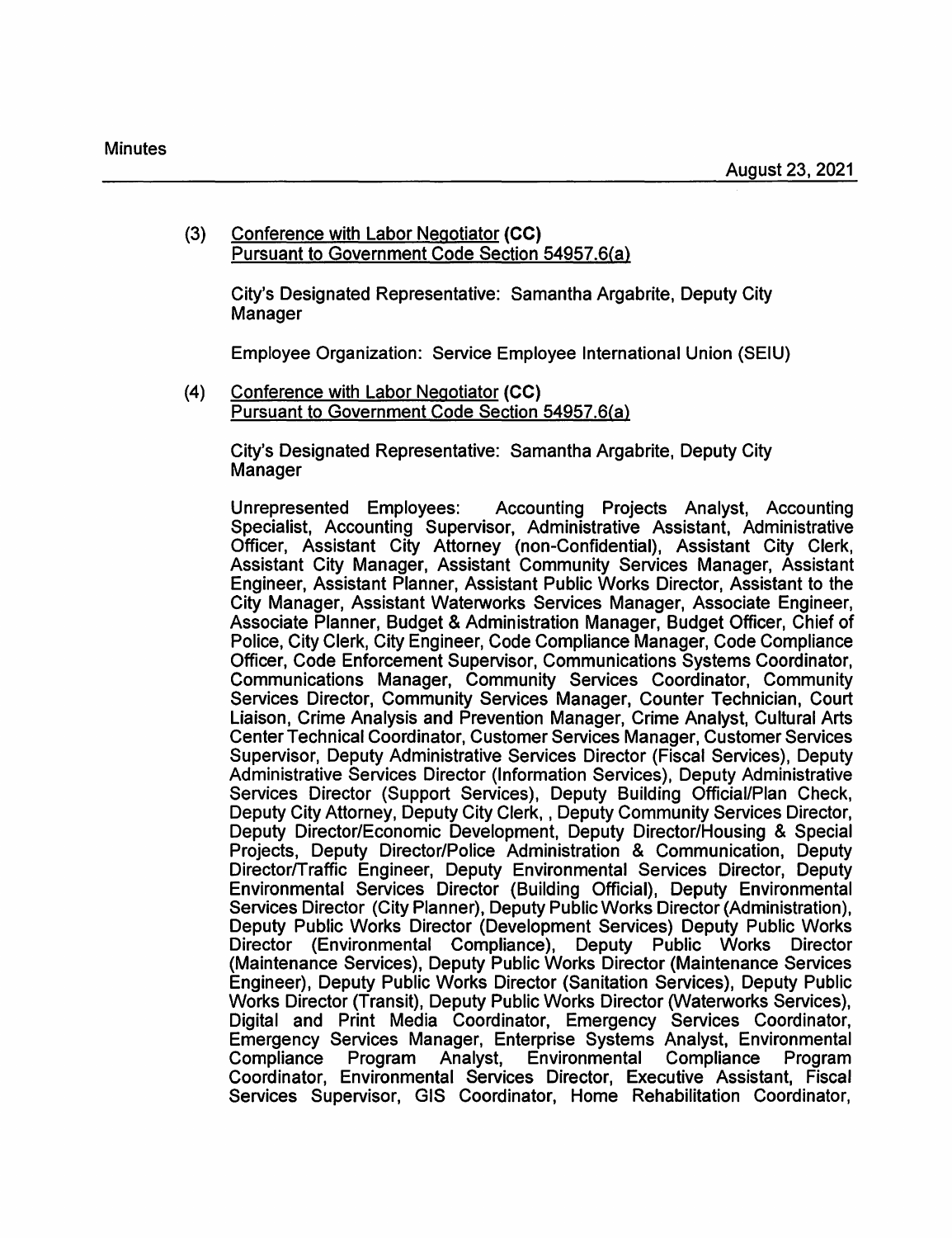(3) <u>Conference with Labor Negotiator</u> **(CC)**
<u>Pursuant to Government Code Section 54957.6(a)</u>

City's Designated Representative: Samantha Argabrite, Deputy City Manager

Employee Organization: Service Employee International Union (SEIU)

(4) <u>Conference with Labor Negotiator</u> **(CC)**
<u>Pursuant to Government Code Section 54957.6(a)</u>

City's Designated Representative: Samantha Argabrite, Deputy City Manager

Unrepresented Employees: Accounting Projects Analyst, Accounting Specialist, Accounting Supervisor, Administrative Assistant, Administrative Officer, Assistant City Attorney (non-Confidential), Assistant City Clerk, Assistant City Manager, Assistant Community Services Manager, Assistant Engineer, Assistant Planner, Assistant Public Works Director, Assistant to the City Manager, Assistant Waterworks Services Manager, Associate Engineer, Associate Planner, Budget & Administration Manager, Budget Officer, Chief of Police, City Clerk, City Engineer, Code Compliance Manager, Code Compliance Officer, Code Enforcement Supervisor, Communications Systems Coordinator, Communications Manager, Community Services Coordinator, Community Services Director, Community Services Manager, Counter Technician, Court Liaison, Crime Analysis and Prevention Manager, Crime Analyst, Cultural Arts Center Technical Coordinator, Customer Services Manager, Customer Services Supervisor, Deputy Administrative Services Director (Fiscal Services), Deputy Administrative Services Director (Information Services), Deputy Administrative Services Director (Support Services), Deputy Building Official/Plan Check, Deputy City Attorney, Deputy City Clerk, , Deputy Community Services Director, Deputy Director/Economic Development, Deputy Director/Housing & Special Projects, Deputy Director/Police Administration & Communication, Deputy Director/Traffic Engineer, Deputy Environmental Services Director, Deputy Environmental Services Director (Building Official), Deputy Environmental Services Director (City Planner), Deputy Public Works Director (Administration), Deputy Public Works Director (Development Services) Deputy Public Works Director (Environmental Compliance), Deputy Public Works Director (Maintenance Services), Deputy Public Works Director (Maintenance Services Engineer), Deputy Public Works Director (Sanitation Services), Deputy Public Works Director (Transit), Deputy Public Works Director (Waterworks Services), Digital and Print Media Coordinator, Emergency Services Coordinator, Emergency Services Manager, Enterprise Systems Analyst, Environmental Compliance Program Analyst, Environmental Compliance Program Coordinator, Environmental Services Director, Executive Assistant, Fiscal Services Supervisor, GIS Coordinator, Home Rehabilitation Coordinator,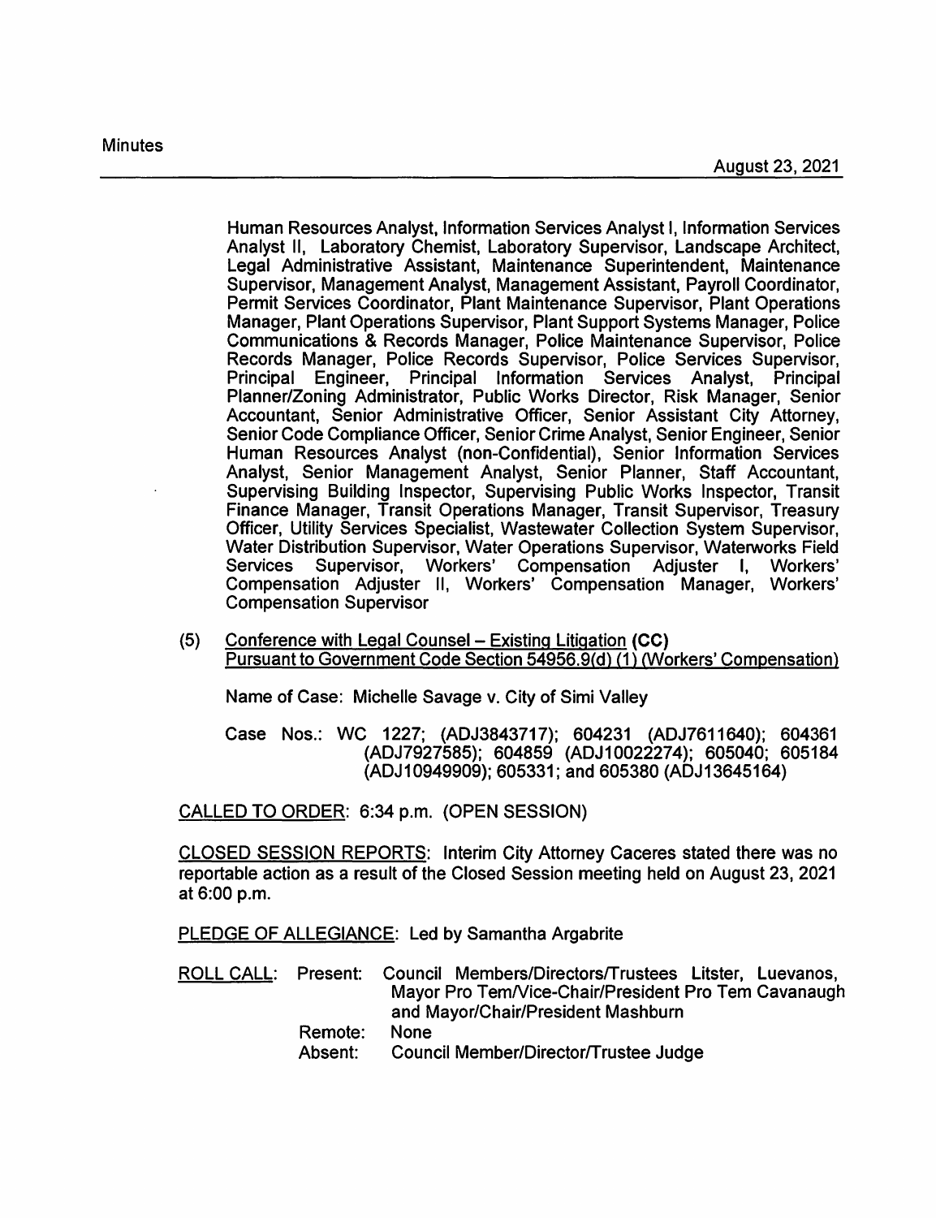Human Resources Analyst, Information Services Analyst I, Information Services Analyst II, Laboratory Chemist, Laboratory Supervisor, Landscape Architect, Legal Administrative Assistant, Maintenance Superintendent, Maintenance Supervisor, Management Analyst, Management Assistant, Payroll Coordinator, Permit Services Coordinator, Plant Maintenance Supervisor, Plant Operations Manager, Plant Operations Supervisor, Plant Support Systems Manager, Police Communications & Records Manager, Police Maintenance Supervisor, Police Records Manager, Police Records Supervisor, Police Services Supervisor, Principal Engineer, Principal Information Services Analyst, Principal Planner/Zoning Administrator, Public Works Director, Risk Manager, Senior Accountant, Senior Administrative Officer, Senior Assistant City Attorney, Senior Code Compliance Officer, Senior Crime Analyst, Senior Engineer, Senior Human Resources Analyst (non-Confidential), Senior Information Services Analyst, Senior Management Analyst, Senior Planner, Staff Accountant, Supervising Building Inspector, Supervising Public Works Inspector, Transit Finance Manager, Transit Operations Manager, Transit Supervisor, Treasury Officer, Utility Services Specialist, Wastewater Collection System Supervisor, Water Distribution Supervisor, Water Operations Supervisor, Waterworks Field Services Supervisor, Workers' Compensation Adjuster I, Workers' Compensation Adjuster II, Workers' Compensation Manager, Workers' Compensation Supervisor

(5) Conference with Legal Counsel – Existing Litigation **(CC)**
Pursuant to Government Code Section 54956.9(d) (1) (Workers' Compensation)

Name of Case: Michelle Savage v. City of Simi Valley

Case Nos.: WC 1227; (ADJ3843717); 604231 (ADJ7611640); 604361 (ADJ7927585); 604859 (ADJ10022274); 605040; 605184 (ADJ10949909); 605331; and 605380 (ADJ13645164)

CALLED TO ORDER: 6:34 p.m. (OPEN SESSION)

CLOSED SESSION REPORTS: Interim City Attorney Caceres stated there was no reportable action as a result of the Closed Session meeting held on August 23, 2021 at 6:00 p.m.

PLEDGE OF ALLEGIANCE: Led by Samantha Argabrite

ROLL CALL: Present: Council Members/Directors/Trustees Litster, Luevanos, Mayor Pro Tem/Vice-Chair/President Pro Tem Cavanaugh and Mayor/Chair/President Mashburn

Remote: None

Absent: Council Member/Director/Trustee Judge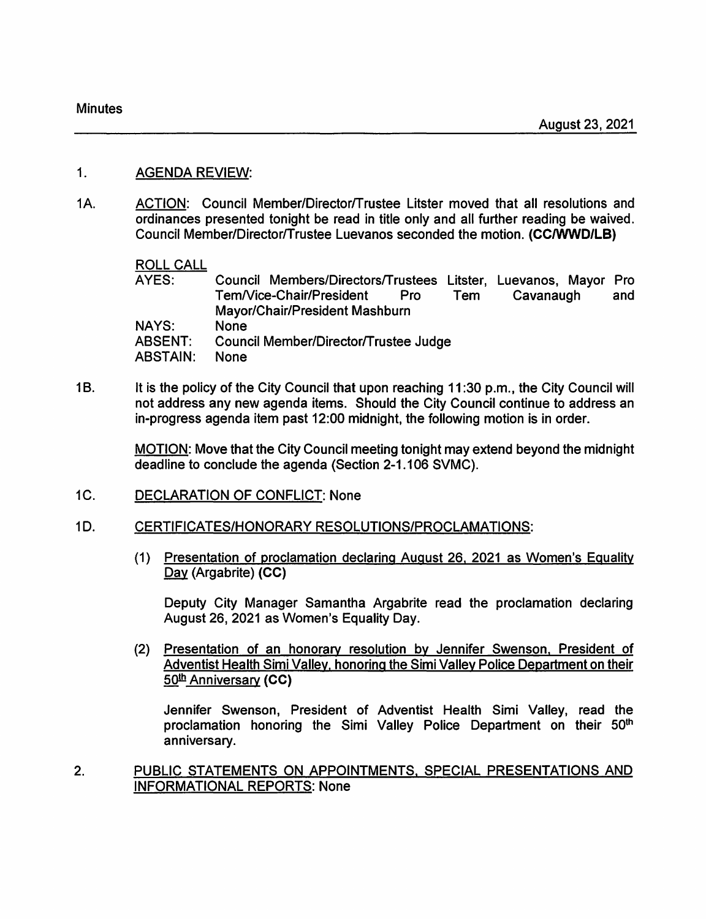1. AGENDA REVIEW:

1A. ACTION: Council Member/Director/Trustee Litster moved that all resolutions and ordinances presented tonight be read in title only and all further reading be waived. Council Member/Director/Trustee Luevanos seconded the motion. **(CC/WWD/LB)**

ROLL CALL

| | |
|---|---|
| AYES: | Council Members/Directors/Trustees Litster, Luevanos, Mayor Pro Tem/Vice-Chair/President Pro Tem Cavanaugh and Mayor/Chair/President Mashburn |
| NAYS: | None |
| ABSENT: | Council Member/Director/Trustee Judge |
| ABSTAIN: | None |

1B. It is the policy of the City Council that upon reaching 11:30 p.m., the City Council will not address any new agenda items. Should the City Council continue to address an in-progress agenda item past 12:00 midnight, the following motion is in order.

MOTION: Move that the City Council meeting tonight may extend beyond the midnight deadline to conclude the agenda (Section 2-1.106 SVMC).

1C. DECLARATION OF CONFLICT: None

1D. CERTIFICATES/HONORARY RESOLUTIONS/PROCLAMATIONS:

(1) Presentation of proclamation declaring August 26, 2021 as Women's Equality Day (Argabrite) **(CC)**

Deputy City Manager Samantha Argabrite read the proclamation declaring August 26, 2021 as Women's Equality Day.

(2) Presentation of an honorary resolution by Jennifer Swenson, President of Adventist Health Simi Valley, honoring the Simi Valley Police Department on their 50th Anniversary **(CC)**

Jennifer Swenson, President of Adventist Health Simi Valley, read the proclamation honoring the Simi Valley Police Department on their 50th anniversary.

2. PUBLIC STATEMENTS ON APPOINTMENTS, SPECIAL PRESENTATIONS AND INFORMATIONAL REPORTS: None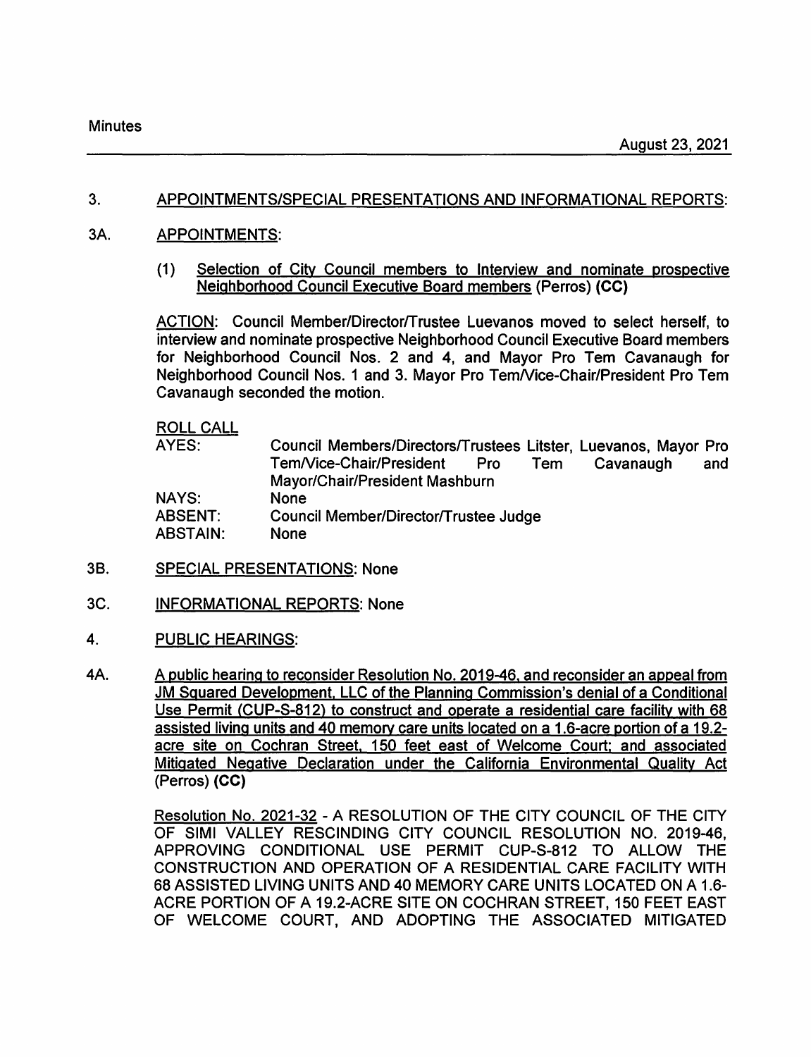3. APPOINTMENTS/SPECIAL PRESENTATIONS AND INFORMATIONAL REPORTS:

3A. APPOINTMENTS:

(1) Selection of City Council members to Interview and nominate prospective Neighborhood Council Executive Board members (Perros) **(CC)**

ACTION: Council Member/Director/Trustee Luevanos moved to select herself, to interview and nominate prospective Neighborhood Council Executive Board members for Neighborhood Council Nos. 2 and 4, and Mayor Pro Tem Cavanaugh for Neighborhood Council Nos. 1 and 3. Mayor Pro Tem/Vice-Chair/President Pro Tem Cavanaugh seconded the motion.

ROLL CALL

| | |
|---|---|
| AYES: | Council Members/Directors/Trustees Litster, Luevanos, Mayor Pro Tem/Vice-Chair/President Pro Tem Cavanaugh and Mayor/Chair/President Mashburn |
| NAYS: | None |
| ABSENT: | Council Member/Director/Trustee Judge |
| ABSTAIN: | None |

3B. SPECIAL PRESENTATIONS: None

3C. INFORMATIONAL REPORTS: None

4. PUBLIC HEARINGS:

4A. A public hearing to reconsider Resolution No. 2019-46, and reconsider an appeal from JM Squared Development, LLC of the Planning Commission's denial of a Conditional Use Permit (CUP-S-812) to construct and operate a residential care facility with 68 assisted living units and 40 memory care units located on a 1.6-acre portion of a 19.2-acre site on Cochran Street, 150 feet east of Welcome Court; and associated Mitigated Negative Declaration under the California Environmental Quality Act (Perros) **(CC)**

Resolution No. 2021-32 - A RESOLUTION OF THE CITY COUNCIL OF THE CITY OF SIMI VALLEY RESCINDING CITY COUNCIL RESOLUTION NO. 2019-46, APPROVING CONDITIONAL USE PERMIT CUP-S-812 TO ALLOW THE CONSTRUCTION AND OPERATION OF A RESIDENTIAL CARE FACILITY WITH 68 ASSISTED LIVING UNITS AND 40 MEMORY CARE UNITS LOCATED ON A 1.6-ACRE PORTION OF A 19.2-ACRE SITE ON COCHRAN STREET, 150 FEET EAST OF WELCOME COURT, AND ADOPTING THE ASSOCIATED MITIGATED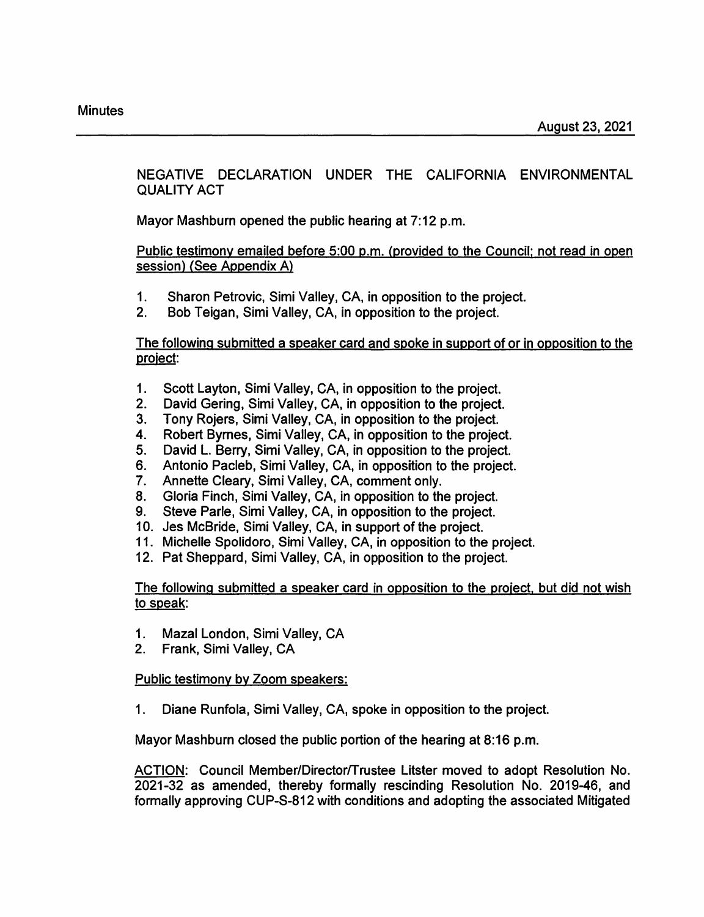NEGATIVE DECLARATION UNDER THE CALIFORNIA ENVIRONMENTAL QUALITY ACT

Mayor Mashburn opened the public hearing at 7:12 p.m.

<u>Public testimony emailed before 5:00 p.m. (provided to the Council; not read in open session) (See Appendix A)</u>

1. Sharon Petrovic, Simi Valley, CA, in opposition to the project.
2. Bob Teigan, Simi Valley, CA, in opposition to the project.

<u>The following submitted a speaker card and spoke in support of or in opposition to the project</u>:

1. Scott Layton, Simi Valley, CA, in opposition to the project.
2. David Gering, Simi Valley, CA, in opposition to the project.
3. Tony Rojers, Simi Valley, CA, in opposition to the project.
4. Robert Byrnes, Simi Valley, CA, in opposition to the project.
5. David L. Berry, Simi Valley, CA, in opposition to the project.
6. Antonio Pacleb, Simi Valley, CA, in opposition to the project.
7. Annette Cleary, Simi Valley, CA, comment only.
8. Gloria Finch, Simi Valley, CA, in opposition to the project.
9. Steve Parle, Simi Valley, CA, in opposition to the project.
10. Jes McBride, Simi Valley, CA, in support of the project.
11. Michelle Spolidoro, Simi Valley, CA, in opposition to the project.
12. Pat Sheppard, Simi Valley, CA, in opposition to the project.

<u>The following submitted a speaker card in opposition to the project, but did not wish to speak</u>:

1. Mazal London, Simi Valley, CA
2. Frank, Simi Valley, CA

<u>Public testimony by Zoom speakers:</u>

1. Diane Runfola, Simi Valley, CA, spoke in opposition to the project.

Mayor Mashburn closed the public portion of the hearing at 8:16 p.m.

<u>ACTION</u>: Council Member/Director/Trustee Litster moved to adopt Resolution No. 2021-32 as amended, thereby formally rescinding Resolution No. 2019-46, and formally approving CUP-S-812 with conditions and adopting the associated Mitigated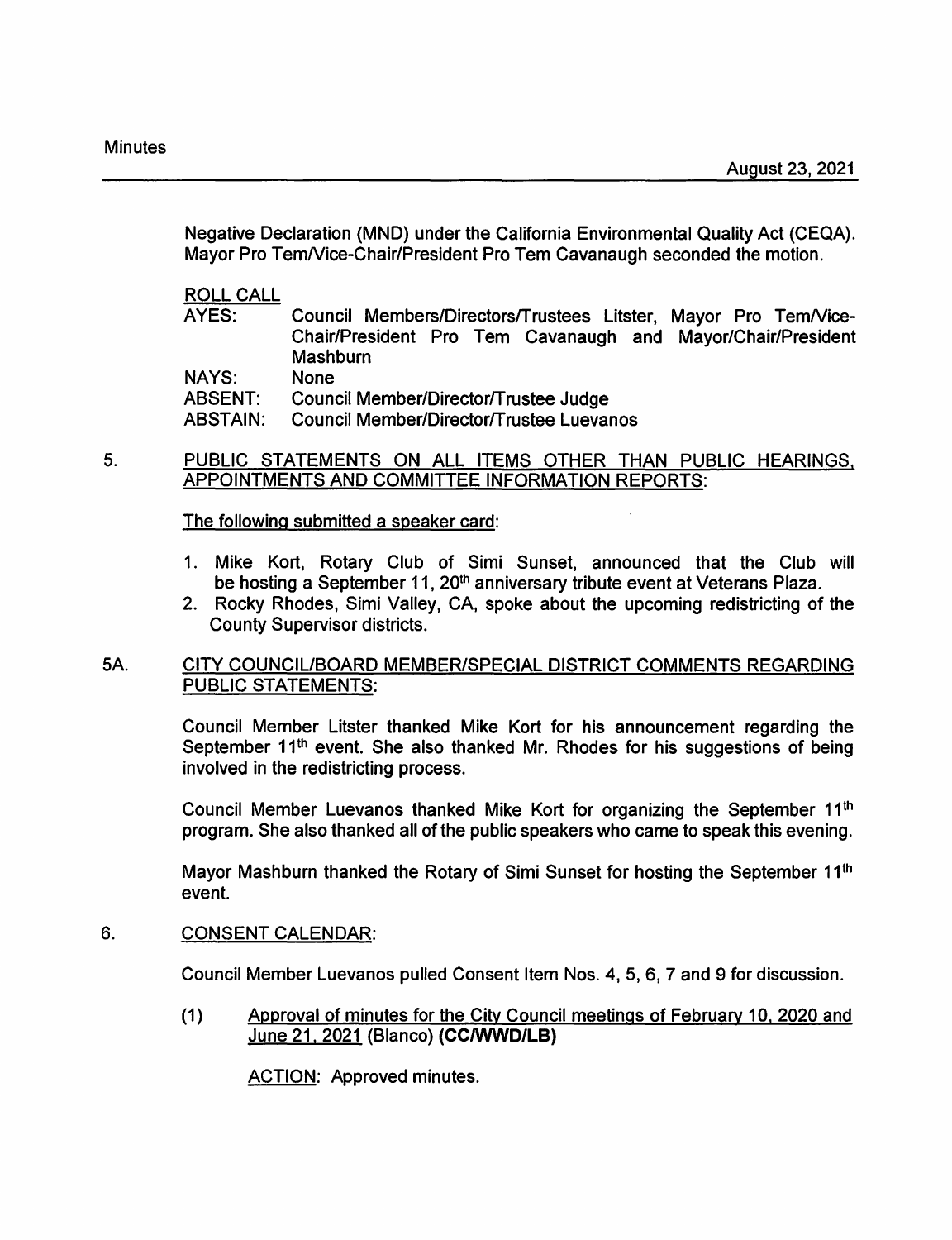Negative Declaration (MND) under the California Environmental Quality Act (CEQA). Mayor Pro Tem/Vice-Chair/President Pro Tem Cavanaugh seconded the motion.

ROLL CALL

AYES: Council Members/Directors/Trustees Litster, Mayor Pro Tem/Vice-Chair/President Pro Tem Cavanaugh and Mayor/Chair/President Mashburn

NAYS: None

ABSENT: Council Member/Director/Trustee Judge

ABSTAIN: Council Member/Director/Trustee Luevanos

5. PUBLIC STATEMENTS ON ALL ITEMS OTHER THAN PUBLIC HEARINGS, APPOINTMENTS AND COMMITTEE INFORMATION REPORTS:

The following submitted a speaker card:

1. Mike Kort, Rotary Club of Simi Sunset, announced that the Club will be hosting a September 11, 20th anniversary tribute event at Veterans Plaza.
2. Rocky Rhodes, Simi Valley, CA, spoke about the upcoming redistricting of the County Supervisor districts.

5A. CITY COUNCIL/BOARD MEMBER/SPECIAL DISTRICT COMMENTS REGARDING PUBLIC STATEMENTS:

Council Member Litster thanked Mike Kort for his announcement regarding the September 11th event. She also thanked Mr. Rhodes for his suggestions of being involved in the redistricting process.

Council Member Luevanos thanked Mike Kort for organizing the September 11th program. She also thanked all of the public speakers who came to speak this evening.

Mayor Mashburn thanked the Rotary of Simi Sunset for hosting the September 11th event.

6. CONSENT CALENDAR:

Council Member Luevanos pulled Consent Item Nos. 4, 5, 6, 7 and 9 for discussion.

(1) Approval of minutes for the City Council meetings of February 10, 2020 and June 21, 2021 (Blanco) **(CC/WWD/LB)**

ACTION: Approved minutes.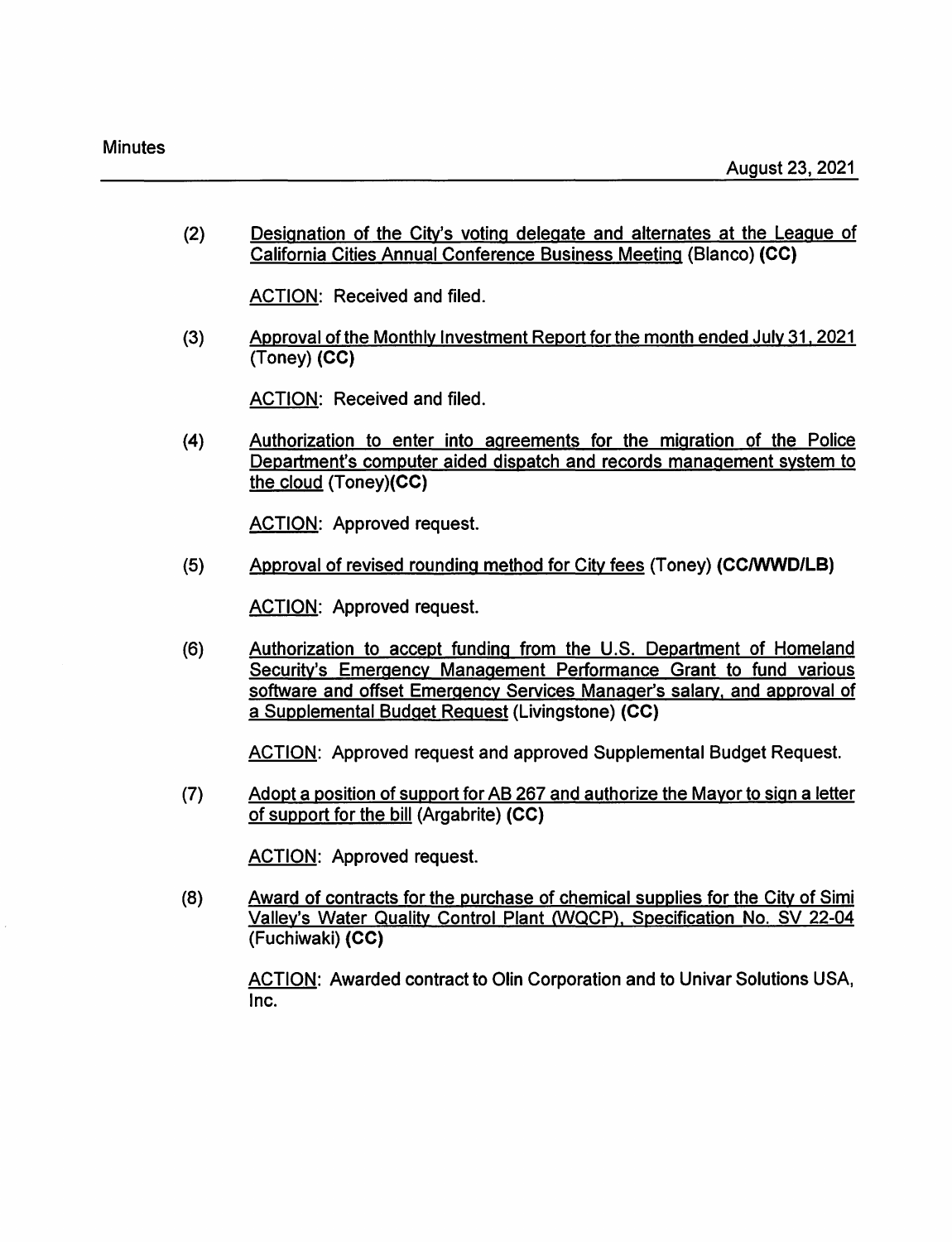(2) Designation of the City's voting delegate and alternates at the League of California Cities Annual Conference Business Meeting (Blanco) **(CC)**

ACTION: Received and filed.

(3) Approval of the Monthly Investment Report for the month ended July 31, 2021 (Toney) **(CC)**

ACTION: Received and filed.

(4) Authorization to enter into agreements for the migration of the Police Department's computer aided dispatch and records management system to the cloud (Toney)**(CC)**

ACTION: Approved request.

(5) Approval of revised rounding method for City fees (Toney) **(CC/WWD/LB)**

ACTION: Approved request.

(6) Authorization to accept funding from the U.S. Department of Homeland Security's Emergency Management Performance Grant to fund various software and offset Emergency Services Manager's salary, and approval of a Supplemental Budget Request (Livingstone) **(CC)**

ACTION: Approved request and approved Supplemental Budget Request.

(7) Adopt a position of support for AB 267 and authorize the Mayor to sign a letter of support for the bill (Argabrite) **(CC)**

ACTION: Approved request.

(8) Award of contracts for the purchase of chemical supplies for the City of Simi Valley's Water Quality Control Plant (WQCP), Specification No. SV 22-04 (Fuchiwaki) **(CC)**

ACTION: Awarded contract to Olin Corporation and to Univar Solutions USA, Inc.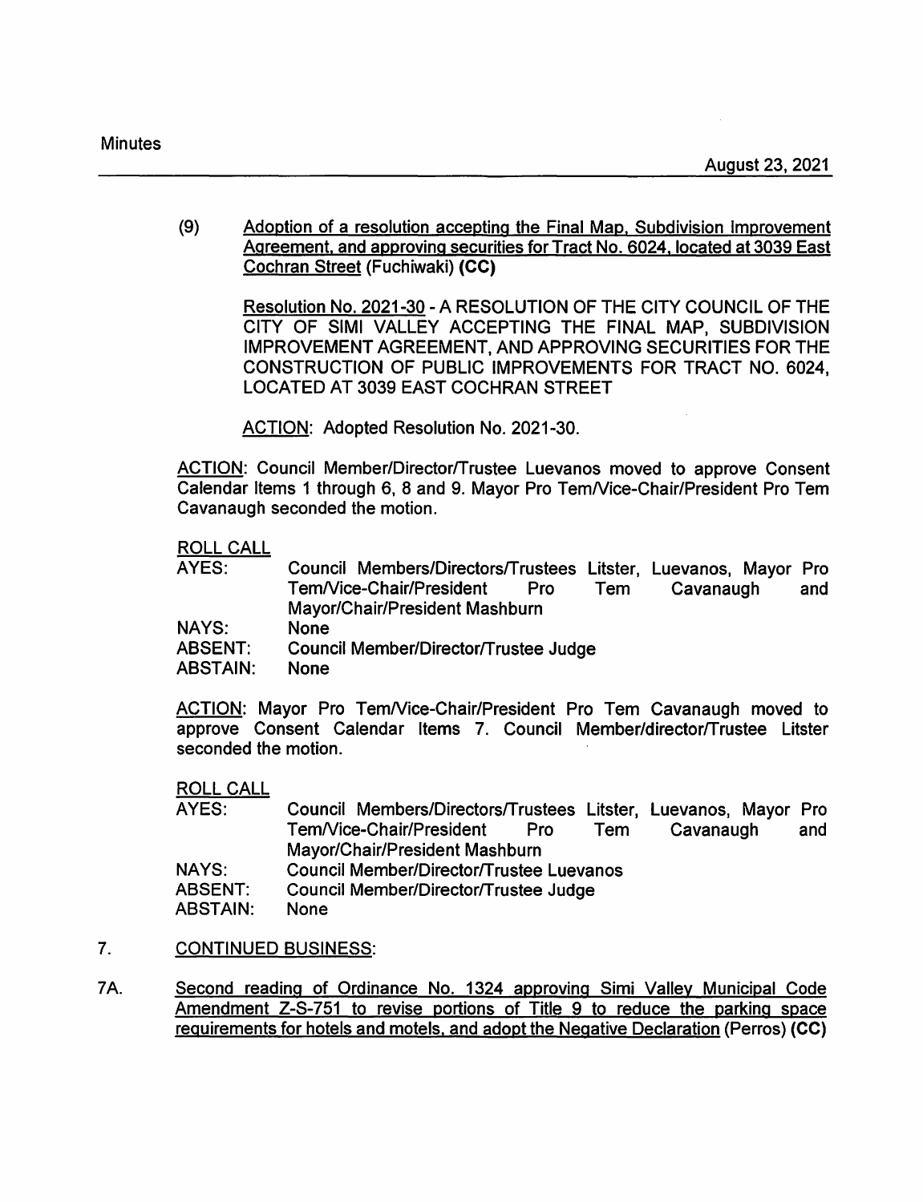(9) Adoption of a resolution accepting the Final Map, Subdivision Improvement Agreement, and approving securities for Tract No. 6024, located at 3039 East Cochran Street (Fuchiwaki) **(CC)**

Resolution No. 2021-30 - A RESOLUTION OF THE CITY COUNCIL OF THE CITY OF SIMI VALLEY ACCEPTING THE FINAL MAP, SUBDIVISION IMPROVEMENT AGREEMENT, AND APPROVING SECURITIES FOR THE CONSTRUCTION OF PUBLIC IMPROVEMENTS FOR TRACT NO. 6024, LOCATED AT 3039 EAST COCHRAN STREET

ACTION: Adopted Resolution No. 2021-30.

ACTION: Council Member/Director/Trustee Luevanos moved to approve Consent Calendar Items 1 through 6, 8 and 9. Mayor Pro Tem/Vice-Chair/President Pro Tem Cavanaugh seconded the motion.

ROLL CALL

| | |
|---|---|
| AYES: | Council Members/Directors/Trustees Litster, Luevanos, Mayor Pro Tem/Vice-Chair/President Pro Tem Cavanaugh and Mayor/Chair/President Mashburn |
| NAYS: | None |
| ABSENT: | Council Member/Director/Trustee Judge |
| ABSTAIN: | None |

ACTION: Mayor Pro Tem/Vice-Chair/President Pro Tem Cavanaugh moved to approve Consent Calendar Items 7. Council Member/director/Trustee Litster seconded the motion.

ROLL CALL

| | |
|---|---|
| AYES: | Council Members/Directors/Trustees Litster, Luevanos, Mayor Pro Tem/Vice-Chair/President Pro Tem Cavanaugh and Mayor/Chair/President Mashburn |
| NAYS: | Council Member/Director/Trustee Luevanos |
| ABSENT: | Council Member/Director/Trustee Judge |
| ABSTAIN: | None |

7. CONTINUED BUSINESS:

7A. Second reading of Ordinance No. 1324 approving Simi Valley Municipal Code Amendment Z-S-751 to revise portions of Title 9 to reduce the parking space requirements for hotels and motels, and adopt the Negative Declaration (Perros) **(CC)**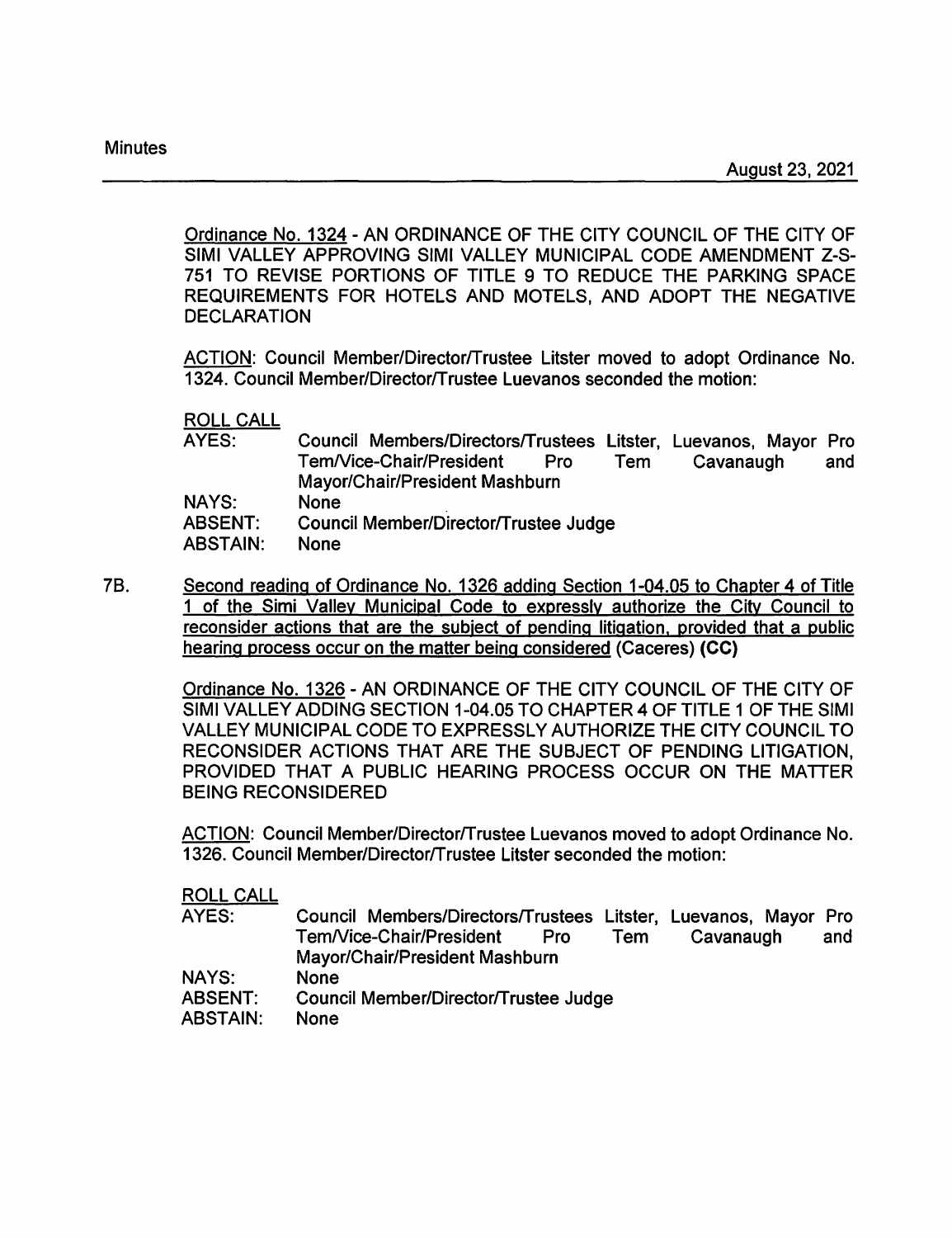<u>Ordinance No. 1324</u> - AN ORDINANCE OF THE CITY COUNCIL OF THE CITY OF SIMI VALLEY APPROVING SIMI VALLEY MUNICIPAL CODE AMENDMENT Z-S-751 TO REVISE PORTIONS OF TITLE 9 TO REDUCE THE PARKING SPACE REQUIREMENTS FOR HOTELS AND MOTELS, AND ADOPT THE NEGATIVE DECLARATION

<u>ACTION</u>: Council Member/Director/Trustee Litster moved to adopt Ordinance No. 1324. Council Member/Director/Trustee Luevanos seconded the motion:

<u>ROLL CALL</u>

| | |
|---|---|
| AYES: | Council Members/Directors/Trustees Litster, Luevanos, Mayor Pro Tem/Vice-Chair/President Pro Tem Cavanaugh and Mayor/Chair/President Mashburn |
| NAYS: | None |
| ABSENT: | Council Member/Director/Trustee Judge |
| ABSTAIN: | None |

7B. <u>Second reading of Ordinance No. 1326 adding Section 1-04.05 to Chapter 4 of Title 1 of the Simi Valley Municipal Code to expressly authorize the City Council to reconsider actions that are the subject of pending litigation, provided that a public hearing process occur on the matter being considered</u> (Caceres) **(CC)**

<u>Ordinance No. 1326</u> - AN ORDINANCE OF THE CITY COUNCIL OF THE CITY OF SIMI VALLEY ADDING SECTION 1-04.05 TO CHAPTER 4 OF TITLE 1 OF THE SIMI VALLEY MUNICIPAL CODE TO EXPRESSLY AUTHORIZE THE CITY COUNCIL TO RECONSIDER ACTIONS THAT ARE THE SUBJECT OF PENDING LITIGATION, PROVIDED THAT A PUBLIC HEARING PROCESS OCCUR ON THE MATTER BEING RECONSIDERED

<u>ACTION</u>: Council Member/Director/Trustee Luevanos moved to adopt Ordinance No. 1326. Council Member/Director/Trustee Litster seconded the motion:

<u>ROLL CALL</u>

| | |
|---|---|
| AYES: | Council Members/Directors/Trustees Litster, Luevanos, Mayor Pro Tem/Vice-Chair/President Pro Tem Cavanaugh and Mayor/Chair/President Mashburn |
| NAYS: | None |
| ABSENT: | Council Member/Director/Trustee Judge |
| ABSTAIN: | None |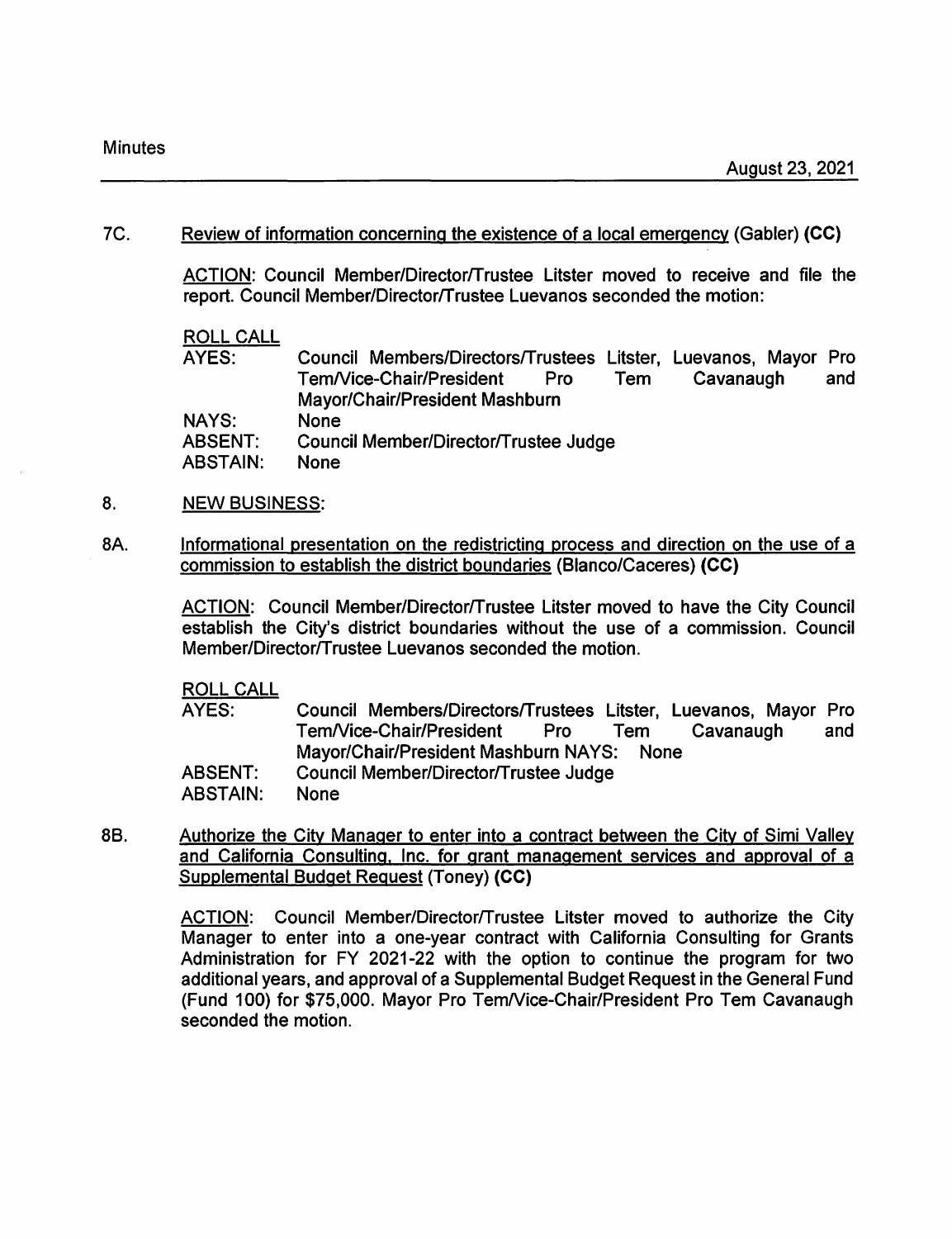7C. Review of information concerning the existence of a local emergency (Gabler) **(CC)**

ACTION: Council Member/Director/Trustee Litster moved to receive and file the report. Council Member/Director/Trustee Luevanos seconded the motion:

ROLL CALL

| | |
|---|---|
| AYES: | Council Members/Directors/Trustees Litster, Luevanos, Mayor Pro Tem/Vice-Chair/President Pro Tem Cavanaugh and Mayor/Chair/President Mashburn |
| NAYS: | None |
| ABSENT: | Council Member/Director/Trustee Judge |
| ABSTAIN: | None |

8. NEW BUSINESS:

8A. Informational presentation on the redistricting process and direction on the use of a commission to establish the district boundaries (Blanco/Caceres) **(CC)**

ACTION: Council Member/Director/Trustee Litster moved to have the City Council establish the City's district boundaries without the use of a commission. Council Member/Director/Trustee Luevanos seconded the motion.

ROLL CALL

| | |
|---|---|
| AYES: | Council Members/Directors/Trustees Litster, Luevanos, Mayor Pro Tem/Vice-Chair/President Pro Tem Cavanaugh and Mayor/Chair/President Mashburn NAYS: None |
| ABSENT: | Council Member/Director/Trustee Judge |
| ABSTAIN: | None |

8B. Authorize the City Manager to enter into a contract between the City of Simi Valley and California Consulting, Inc. for grant management services and approval of a Supplemental Budget Request (Toney) **(CC)**

ACTION: Council Member/Director/Trustee Litster moved to authorize the City Manager to enter into a one-year contract with California Consulting for Grants Administration for FY 2021-22 with the option to continue the program for two additional years, and approval of a Supplemental Budget Request in the General Fund (Fund 100) for $75,000. Mayor Pro Tem/Vice-Chair/President Pro Tem Cavanaugh seconded the motion.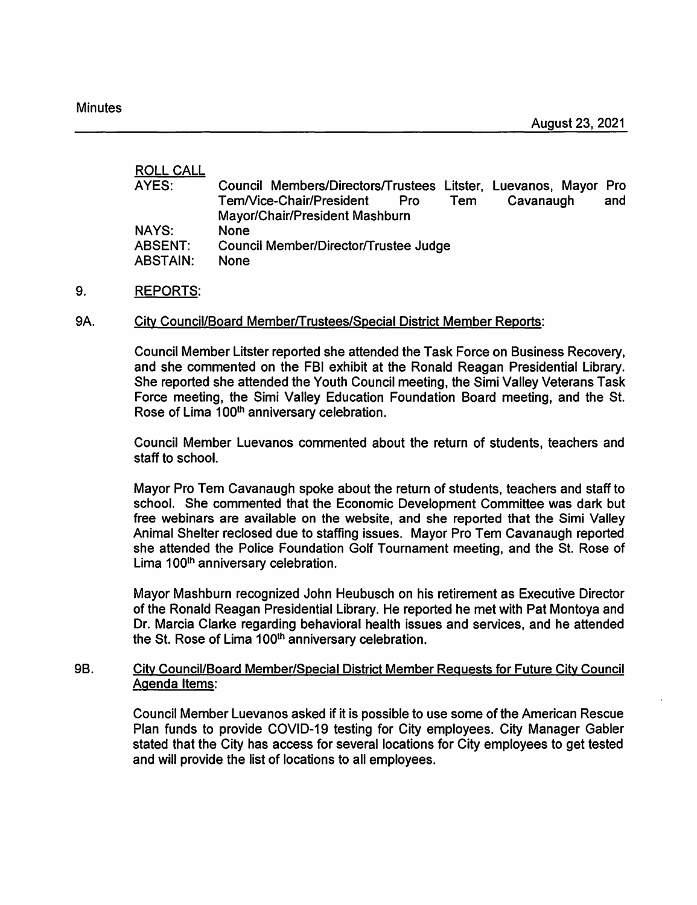ROLL CALL

| | |
|---|---|
| AYES: | Council Members/Directors/Trustees Litster, Luevanos, Mayor Pro Tem/Vice-Chair/President Pro Tem Cavanaugh and Mayor/Chair/President Mashburn |
| NAYS: | None |
| ABSENT: | Council Member/Director/Trustee Judge |
| ABSTAIN: | None |

9. REPORTS:

9A. City Council/Board Member/Trustees/Special District Member Reports:

Council Member Litster reported she attended the Task Force on Business Recovery, and she commented on the FBI exhibit at the Ronald Reagan Presidential Library. She reported she attended the Youth Council meeting, the Simi Valley Veterans Task Force meeting, the Simi Valley Education Foundation Board meeting, and the St. Rose of Lima 100th anniversary celebration.

Council Member Luevanos commented about the return of students, teachers and staff to school.

Mayor Pro Tem Cavanaugh spoke about the return of students, teachers and staff to school. She commented that the Economic Development Committee was dark but free webinars are available on the website, and she reported that the Simi Valley Animal Shelter reclosed due to staffing issues. Mayor Pro Tem Cavanaugh reported she attended the Police Foundation Golf Tournament meeting, and the St. Rose of Lima 100th anniversary celebration.

Mayor Mashburn recognized John Heubusch on his retirement as Executive Director of the Ronald Reagan Presidential Library. He reported he met with Pat Montoya and Dr. Marcia Clarke regarding behavioral health issues and services, and he attended the St. Rose of Lima 100th anniversary celebration.

9B. City Council/Board Member/Special District Member Requests for Future City Council Agenda Items:

Council Member Luevanos asked if it is possible to use some of the American Rescue Plan funds to provide COVID-19 testing for City employees. City Manager Gabler stated that the City has access for several locations for City employees to get tested and will provide the list of locations to all employees.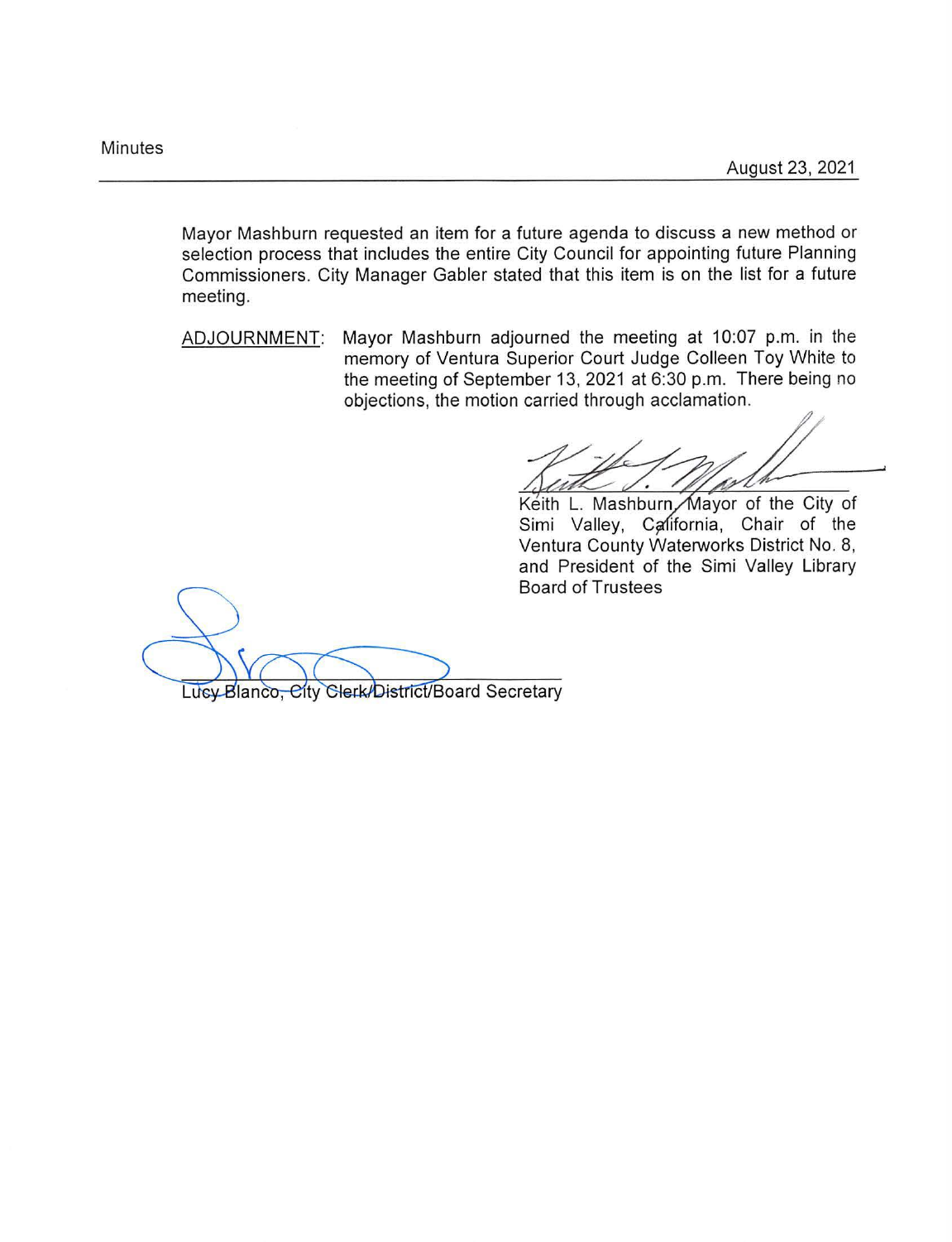Mayor Mashburn requested an item for a future agenda to discuss a new method or selection process that includes the entire City Council for appointing future Planning Commissioners. City Manager Gabler stated that this item is on the list for a future meeting.

ADJOURNMENT: Mayor Mashburn adjourned the meeting at 10:07 p.m. in the memory of Ventura Superior Court Judge Colleen Toy White to the meeting of September 13, 2021 at 6:30 p.m. There being no objections, the motion carried through acclamation.

Keith L. Mashburn, Mayor of the City of Simi Valley, California, Chair of the Ventura County Waterworks District No. 8, and President of the Simi Valley Library Board of Trustees

Lucy Blanco, City Clerk/District/Board Secretary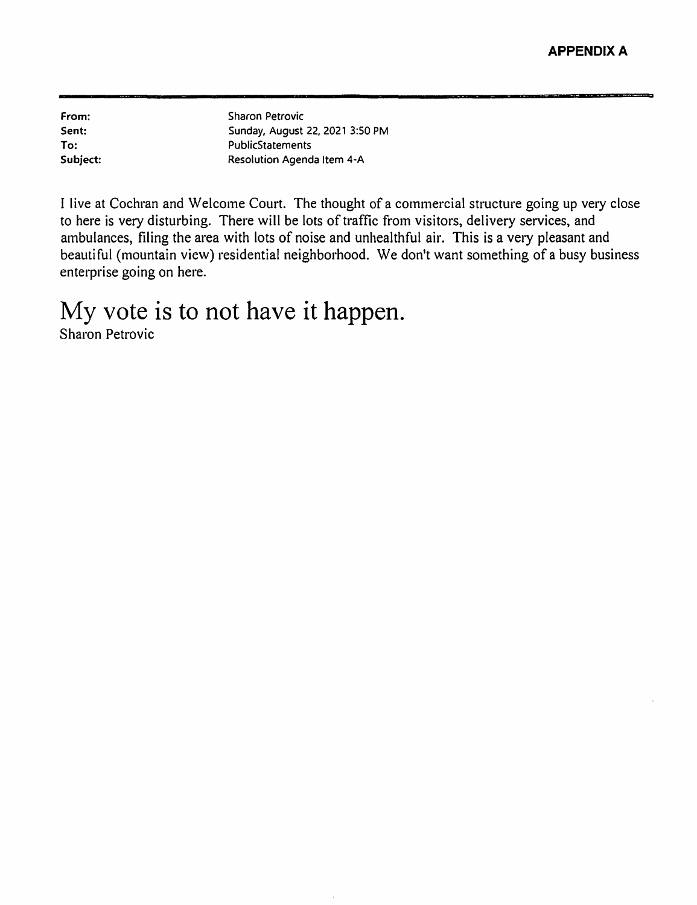**APPENDIX A**

| | |
|---|---|
| **From:** | Sharon Petrovic |
| **Sent:** | Sunday, August 22, 2021 3:50 PM |
| **To:** | PublicStatements |
| **Subject:** | Resolution Agenda Item 4-A |

I live at Cochran and Welcome Court. The thought of a commercial structure going up very close to here is very disturbing. There will be lots of traffic from visitors, delivery services, and ambulances, filing the area with lots of noise and unhealthful air. This is a very pleasant and beautiful (mountain view) residential neighborhood. We don't want something of a busy business enterprise going on here.

# My vote is to not have it happen.

Sharon Petrovic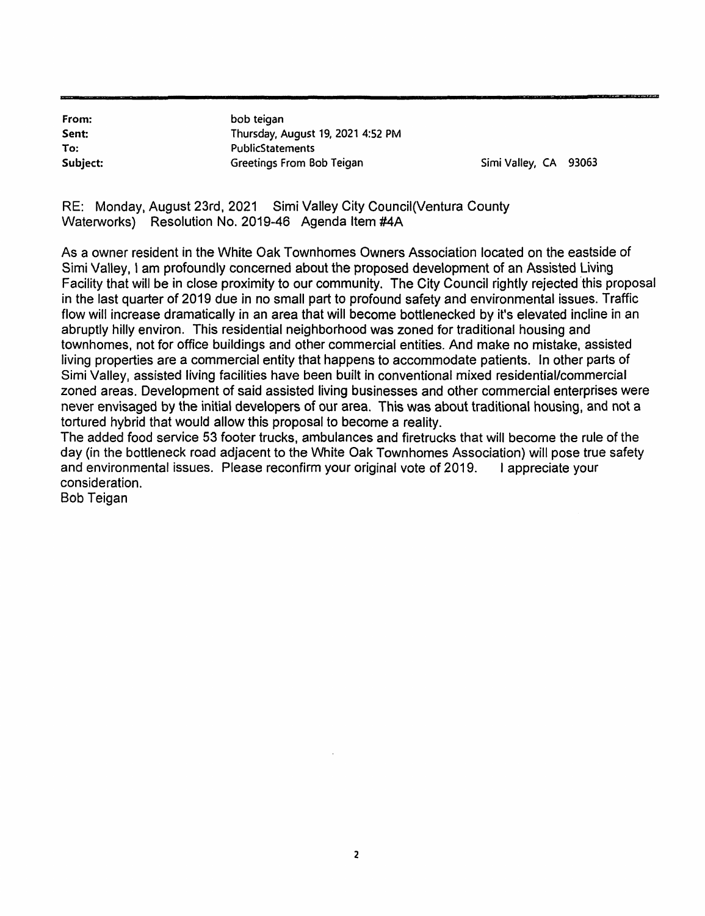| | |
|---|---|
| **From:** | bob teigan |
| **Sent:** | Thursday, August 19, 2021 4:52 PM |
| **To:** | PublicStatements |
| **Subject:** | Greetings From Bob Teigan |

Simi Valley, CA 93063

RE: Monday, August 23rd, 2021 Simi Valley City Council(Ventura County Waterworks) Resolution No. 2019-46 Agenda Item #4A

As a owner resident in the White Oak Townhomes Owners Association located on the eastside of Simi Valley, I am profoundly concerned about the proposed development of an Assisted Living Facility that will be in close proximity to our community. The City Council rightly rejected this proposal in the last quarter of 2019 due in no small part to profound safety and environmental issues. Traffic flow will increase dramatically in an area that will become bottlenecked by it's elevated incline in an abruptly hilly environ. This residential neighborhood was zoned for traditional housing and townhomes, not for office buildings and other commercial entities. And make no mistake, assisted living properties are a commercial entity that happens to accommodate patients. In other parts of Simi Valley, assisted living facilities have been built in conventional mixed residential/commercial zoned areas. Development of said assisted living businesses and other commercial enterprises were never envisaged by the initial developers of our area. This was about traditional housing, and not a tortured hybrid that would allow this proposal to become a reality.

The added food service 53 footer trucks, ambulances and firetrucks that will become the rule of the day (in the bottleneck road adjacent to the White Oak Townhomes Association) will pose true safety and environmental issues. Please reconfirm your original vote of 2019. I appreciate your consideration.

Bob Teigan